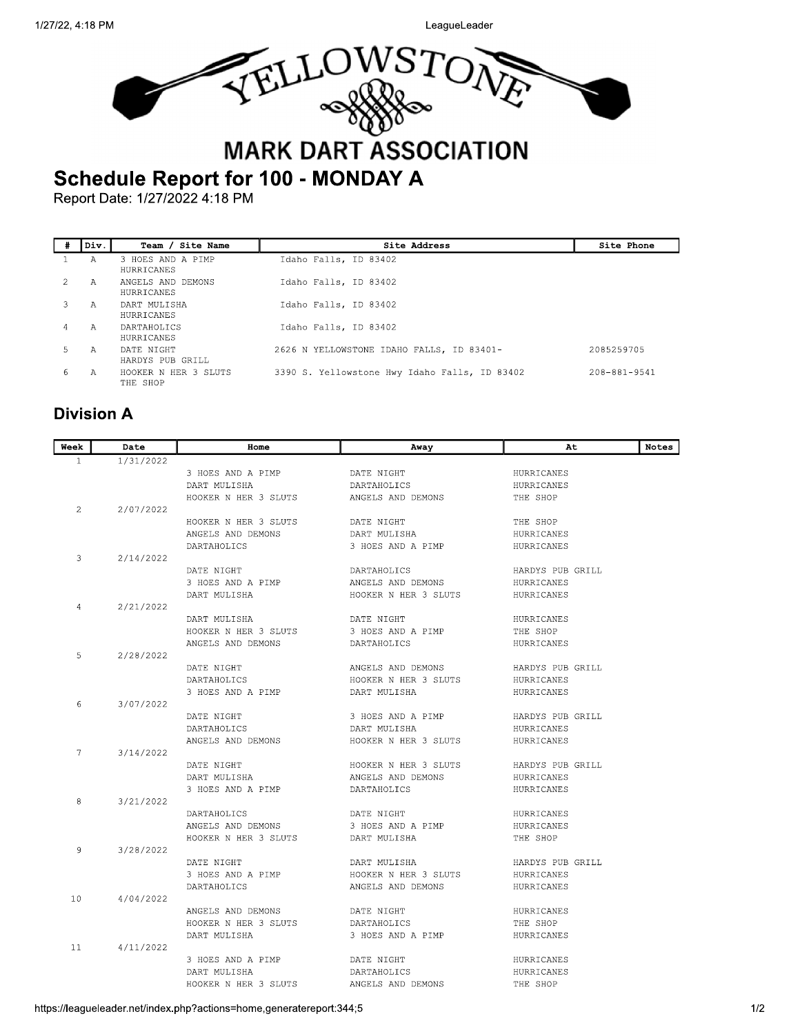# YELLOWSTONE MARK DART ASSOCIATION

## Schedule Report for 100 - MONDAY A

Report Date: 1/27/2022 4:18 PM

| # | Div. | Team / Site Name | Site Address | Site Phone |
|---|---|---|---|---|
| 1 | A | 3 HOES AND A PIMP<br>HURRICANES | Idaho Falls, ID 83402 | |
| 2 | A | ANGELS AND DEMONS<br>HURRICANES | Idaho Falls, ID 83402 | |
| 3 | A | DART MULISHA<br>HURRICANES | Idaho Falls, ID 83402 | |
| 4 | A | DARTAHOLICS<br>HURRICANES | Idaho Falls, ID 83402 | |
| 5 | A | DATE NIGHT<br>HARDYS PUB GRILL | 2626 N YELLOWSTONE IDAHO FALLS, ID 83401- | 2085259705 |
| 6 | A | HOOKER N HER 3 SLUTS<br>THE SHOP | 3390 S. Yellowstone Hwy Idaho Falls, ID 83402 | 208-881-9541 |

### Division A

| Week | Date | Home | Away | At | Notes |
|---|---|---|---|---|---|
| 1 | 1/31/2022 | | | | |
| | | 3 HOES AND A PIMP | DATE NIGHT | HURRICANES | |
| | | DART MULISHA | DARTAHOLICS | HURRICANES | |
| | | HOOKER N HER 3 SLUTS | ANGELS AND DEMONS | THE SHOP | |
| 2 | 2/07/2022 | | | | |
| | | HOOKER N HER 3 SLUTS | DATE NIGHT | THE SHOP | |
| | | ANGELS AND DEMONS | DART MULISHA | HURRICANES | |
| | | DARTAHOLICS | 3 HOES AND A PIMP | HURRICANES | |
| 3 | 2/14/2022 | | | | |
| | | DATE NIGHT | DARTAHOLICS | HARDYS PUB GRILL | |
| | | 3 HOES AND A PIMP | ANGELS AND DEMONS | HURRICANES | |
| | | DART MULISHA | HOOKER N HER 3 SLUTS | HURRICANES | |
| 4 | 2/21/2022 | | | | |
| | | DART MULISHA | DATE NIGHT | HURRICANES | |
| | | HOOKER N HER 3 SLUTS | 3 HOES AND A PIMP | THE SHOP | |
| | | ANGELS AND DEMONS | DARTAHOLICS | HURRICANES | |
| 5 | 2/28/2022 | | | | |
| | | DATE NIGHT | ANGELS AND DEMONS | HARDYS PUB GRILL | |
| | | DARTAHOLICS | HOOKER N HER 3 SLUTS | HURRICANES | |
| | | 3 HOES AND A PIMP | DART MULISHA | HURRICANES | |
| 6 | 3/07/2022 | | | | |
| | | DATE NIGHT | 3 HOES AND A PIMP | HARDYS PUB GRILL | |
| | | DARTAHOLICS | DART MULISHA | HURRICANES | |
| | | ANGELS AND DEMONS | HOOKER N HER 3 SLUTS | HURRICANES | |
| 7 | 3/14/2022 | | | | |
| | | DATE NIGHT | HOOKER N HER 3 SLUTS | HARDYS PUB GRILL | |
| | | DART MULISHA | ANGELS AND DEMONS | HURRICANES | |
| | | 3 HOES AND A PIMP | DARTAHOLICS | HURRICANES | |
| 8 | 3/21/2022 | | | | |
| | | DARTAHOLICS | DATE NIGHT | HURRICANES | |
| | | ANGELS AND DEMONS | 3 HOES AND A PIMP | HURRICANES | |
| | | HOOKER N HER 3 SLUTS | DART MULISHA | THE SHOP | |
| 9 | 3/28/2022 | | | | |
| | | DATE NIGHT | DART MULISHA | HARDYS PUB GRILL | |
| | | 3 HOES AND A PIMP | HOOKER N HER 3 SLUTS | HURRICANES | |
| | | DARTAHOLICS | ANGELS AND DEMONS | HURRICANES | |
| 10 | 4/04/2022 | | | | |
| | | ANGELS AND DEMONS | DATE NIGHT | HURRICANES | |
| | | HOOKER N HER 3 SLUTS | DARTAHOLICS | THE SHOP | |
| | | DART MULISHA | 3 HOES AND A PIMP | HURRICANES | |
| 11 | 4/11/2022 | | | | |
| | | 3 HOES AND A PIMP | DATE NIGHT | HURRICANES | |
| | | DART MULISHA | DARTAHOLICS | HURRICANES | |
| | | HOOKER N HER 3 SLUTS | ANGELS AND DEMONS | THE SHOP | |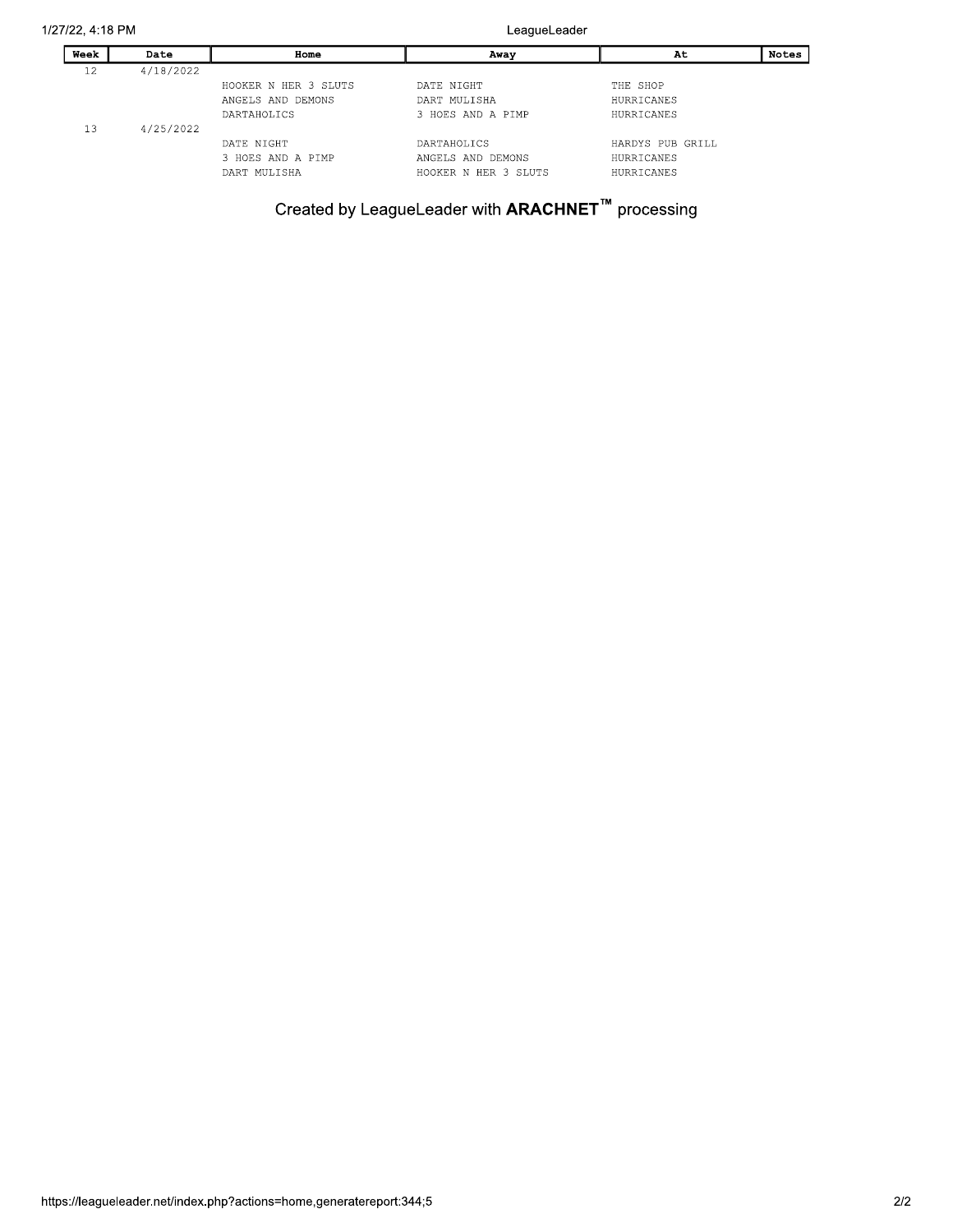| Week | Date | Home | Away | At | Notes |
| --- | --- | --- | --- | --- | --- |
| 12 | 4/18/2022 | | | | |
| | | HOOKER N HER 3 SLUTS | DATE NIGHT | THE SHOP | |
| | | ANGELS AND DEMONS | DART MULISHA | HURRICANES | |
| | | DARTAHOLICS | 3 HOES AND A PIMP | HURRICANES | |
| 13 | 4/25/2022 | | | | |
| | | DATE NIGHT | DARTAHOLICS | HARDYS PUB GRILL | |
| | | 3 HOES AND A PIMP | ANGELS AND DEMONS | HURRICANES | |
| | | DART MULISHA | HOOKER N HER 3 SLUTS | HURRICANES | |

Created by LeagueLeader with **ARACHNET**™ processing